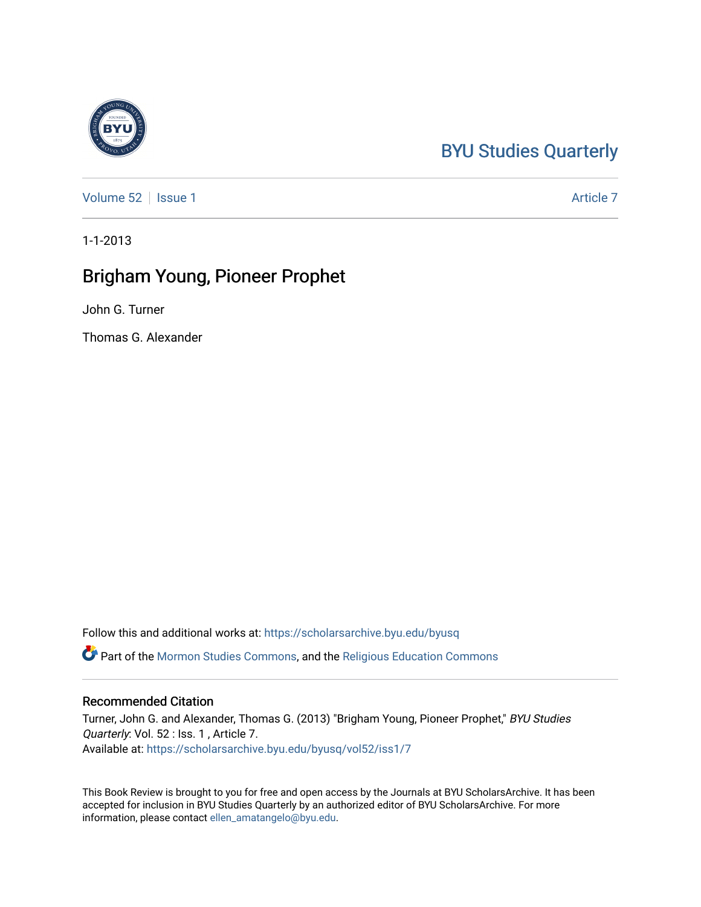BYU Studies Quarterly

Volume 52 | Issue 1 Article 7

1-1-2013

# Brigham Young, Pioneer Prophet

John G. Turner

Thomas G. Alexander

Follow this and additional works at: https://scholarsarchive.byu.edu/byusq

Part of the Mormon Studies Commons, and the Religious Education Commons

## Recommended Citation

Turner, John G. and Alexander, Thomas G. (2013) "Brigham Young, Pioneer Prophet," *BYU Studies Quarterly*: Vol. 52 : Iss. 1 , Article 7.
Available at: https://scholarsarchive.byu.edu/byusq/vol52/iss1/7

This Book Review is brought to you for free and open access by the Journals at BYU ScholarsArchive. It has been accepted for inclusion in BYU Studies Quarterly by an authorized editor of BYU ScholarsArchive. For more information, please contact ellen_amatangelo@byu.edu.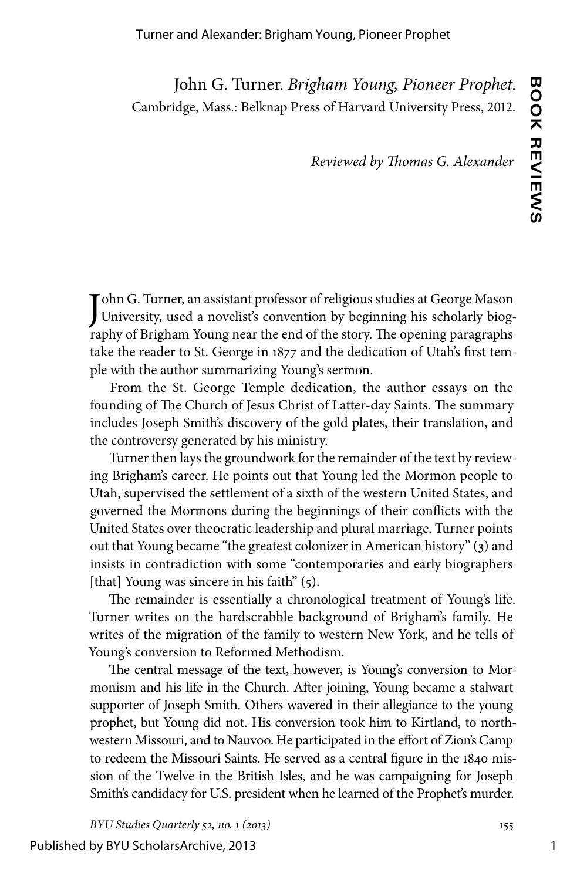John G. Turner. *Brigham Young, Pioneer Prophet.*
Cambridge, Mass.: Belknap Press of Harvard University Press, 2012.

*Reviewed by Thomas G. Alexander*

John G. Turner, an assistant professor of religious studies at George Mason University, used a novelist's convention by beginning his scholarly biography of Brigham Young near the end of the story. The opening paragraphs take the reader to St. George in 1877 and the dedication of Utah's first temple with the author summarizing Young's sermon.

From the St. George Temple dedication, the author essays on the founding of The Church of Jesus Christ of Latter-day Saints. The summary includes Joseph Smith's discovery of the gold plates, their translation, and the controversy generated by his ministry.

Turner then lays the groundwork for the remainder of the text by reviewing Brigham's career. He points out that Young led the Mormon people to Utah, supervised the settlement of a sixth of the western United States, and governed the Mormons during the beginnings of their conflicts with the United States over theocratic leadership and plural marriage. Turner points out that Young became "the greatest colonizer in American history" (3) and insists in contradiction with some "contemporaries and early biographers [that] Young was sincere in his faith" (5).

The remainder is essentially a chronological treatment of Young's life. Turner writes on the hardscrabble background of Brigham's family. He writes of the migration of the family to western New York, and he tells of Young's conversion to Reformed Methodism.

The central message of the text, however, is Young's conversion to Mormonism and his life in the Church. After joining, Young became a stalwart supporter of Joseph Smith. Others wavered in their allegiance to the young prophet, but Young did not. His conversion took him to Kirtland, to northwestern Missouri, and to Nauvoo. He participated in the effort of Zion's Camp to redeem the Missouri Saints. He served as a central figure in the 1840 mission of the Twelve in the British Isles, and he was campaigning for Joseph Smith's candidacy for U.S. president when he learned of the Prophet's murder.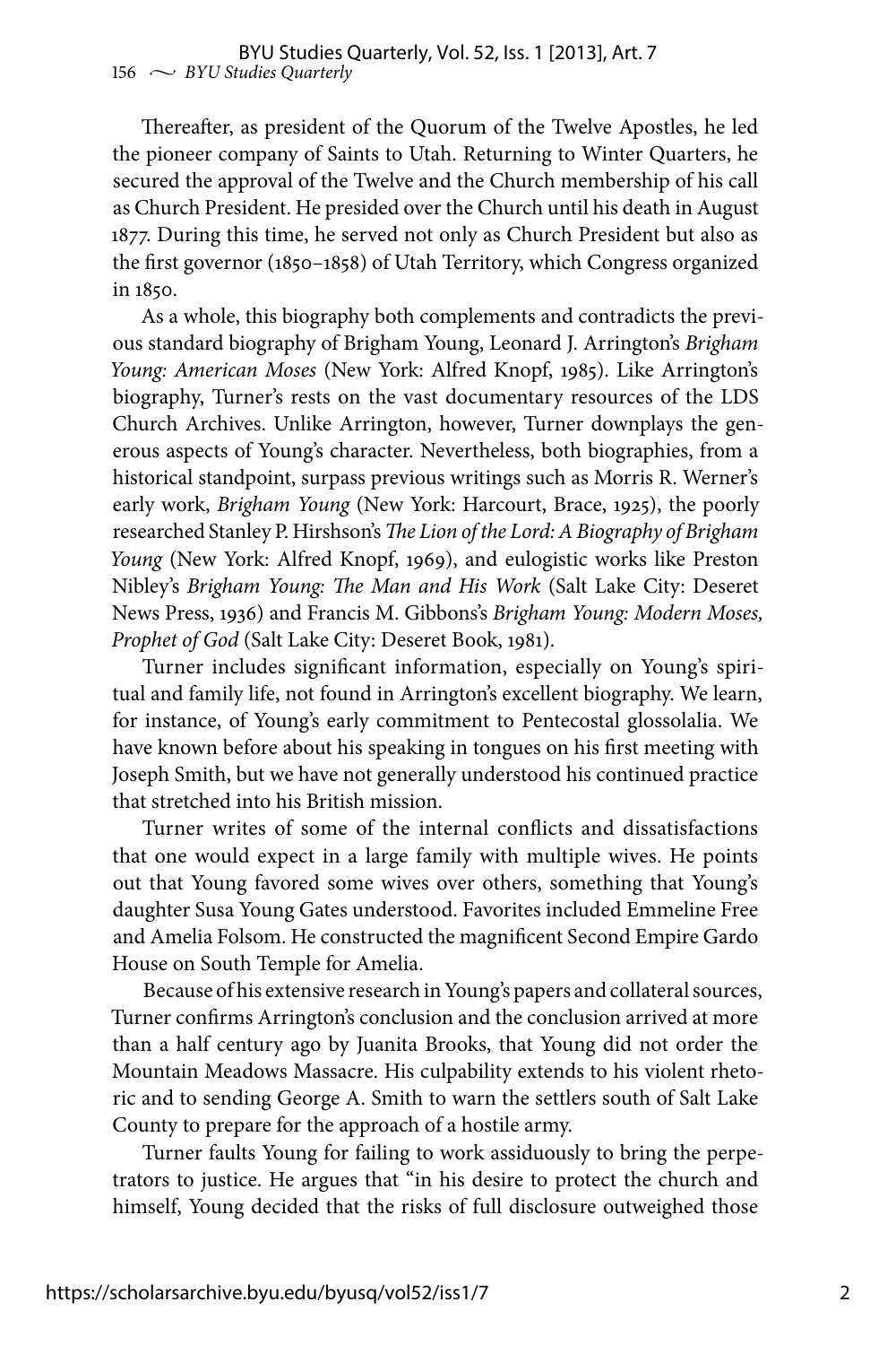Thereafter, as president of the Quorum of the Twelve Apostles, he led the pioneer company of Saints to Utah. Returning to Winter Quarters, he secured the approval of the Twelve and the Church membership of his call as Church President. He presided over the Church until his death in August 1877. During this time, he served not only as Church President but also as the first governor (1850–1858) of Utah Territory, which Congress organized in 1850.

As a whole, this biography both complements and contradicts the previous standard biography of Brigham Young, Leonard J. Arrington's *Brigham Young: American Moses* (New York: Alfred Knopf, 1985). Like Arrington's biography, Turner's rests on the vast documentary resources of the LDS Church Archives. Unlike Arrington, however, Turner downplays the generous aspects of Young's character. Nevertheless, both biographies, from a historical standpoint, surpass previous writings such as Morris R. Werner's early work, *Brigham Young* (New York: Harcourt, Brace, 1925), the poorly researched Stanley P. Hirshson's *The Lion of the Lord: A Biography of Brigham Young* (New York: Alfred Knopf, 1969), and eulogistic works like Preston Nibley's *Brigham Young: The Man and His Work* (Salt Lake City: Deseret News Press, 1936) and Francis M. Gibbons's *Brigham Young: Modern Moses, Prophet of God* (Salt Lake City: Deseret Book, 1981).

Turner includes significant information, especially on Young's spiritual and family life, not found in Arrington's excellent biography. We learn, for instance, of Young's early commitment to Pentecostal glossolalia. We have known before about his speaking in tongues on his first meeting with Joseph Smith, but we have not generally understood his continued practice that stretched into his British mission.

Turner writes of some of the internal conflicts and dissatisfactions that one would expect in a large family with multiple wives. He points out that Young favored some wives over others, something that Young's daughter Susa Young Gates understood. Favorites included Emmeline Free and Amelia Folsom. He constructed the magnificent Second Empire Gardo House on South Temple for Amelia.

Because of his extensive research in Young's papers and collateral sources, Turner confirms Arrington's conclusion and the conclusion arrived at more than a half century ago by Juanita Brooks, that Young did not order the Mountain Meadows Massacre. His culpability extends to his violent rhetoric and to sending George A. Smith to warn the settlers south of Salt Lake County to prepare for the approach of a hostile army.

Turner faults Young for failing to work assiduously to bring the perpetrators to justice. He argues that "in his desire to protect the church and himself, Young decided that the risks of full disclosure outweighed those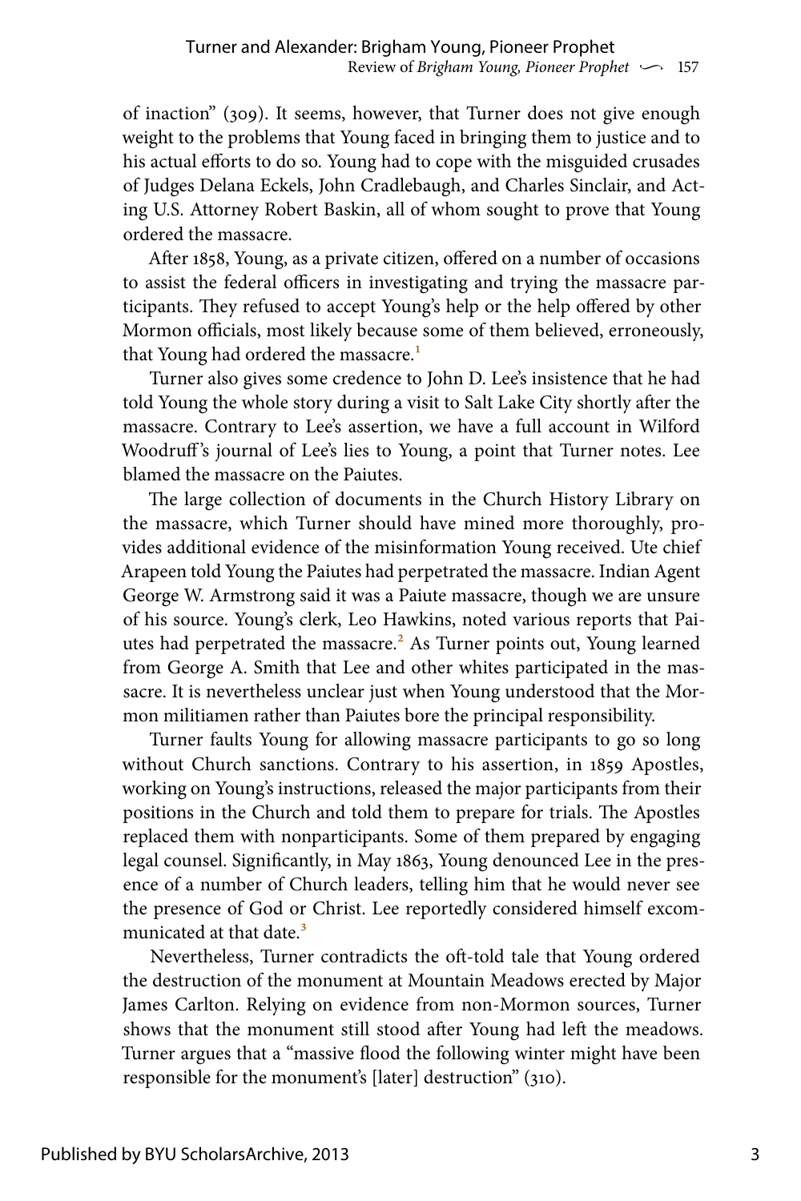of inaction" (309). It seems, however, that Turner does not give enough weight to the problems that Young faced in bringing them to justice and to his actual efforts to do so. Young had to cope with the misguided crusades of Judges Delana Eckels, John Cradlebaugh, and Charles Sinclair, and Acting U.S. Attorney Robert Baskin, all of whom sought to prove that Young ordered the massacre.

After 1858, Young, as a private citizen, offered on a number of occasions to assist the federal officers in investigating and trying the massacre participants. They refused to accept Young's help or the help offered by other Mormon officials, most likely because some of them believed, erroneously, that Young had ordered the massacre.[1]

Turner also gives some credence to John D. Lee's insistence that he had told Young the whole story during a visit to Salt Lake City shortly after the massacre. Contrary to Lee's assertion, we have a full account in Wilford Woodruff's journal of Lee's lies to Young, a point that Turner notes. Lee blamed the massacre on the Paiutes.

The large collection of documents in the Church History Library on the massacre, which Turner should have mined more thoroughly, provides additional evidence of the misinformation Young received. Ute chief Arapeen told Young the Paiutes had perpetrated the massacre. Indian Agent George W. Armstrong said it was a Paiute massacre, though we are unsure of his source. Young's clerk, Leo Hawkins, noted various reports that Paiutes had perpetrated the massacre.[2] As Turner points out, Young learned from George A. Smith that Lee and other whites participated in the massacre. It is nevertheless unclear just when Young understood that the Mormon militiamen rather than Paiutes bore the principal responsibility.

Turner faults Young for allowing massacre participants to go so long without Church sanctions. Contrary to his assertion, in 1859 Apostles, working on Young's instructions, released the major participants from their positions in the Church and told them to prepare for trials. The Apostles replaced them with nonparticipants. Some of them prepared by engaging legal counsel. Significantly, in May 1863, Young denounced Lee in the presence of a number of Church leaders, telling him that he would never see the presence of God or Christ. Lee reportedly considered himself excommunicated at that date.[3]

Nevertheless, Turner contradicts the oft-told tale that Young ordered the destruction of the monument at Mountain Meadows erected by Major James Carlton. Relying on evidence from non-Mormon sources, Turner shows that the monument still stood after Young had left the meadows. Turner argues that a "massive flood the following winter might have been responsible for the monument's [later] destruction" (310).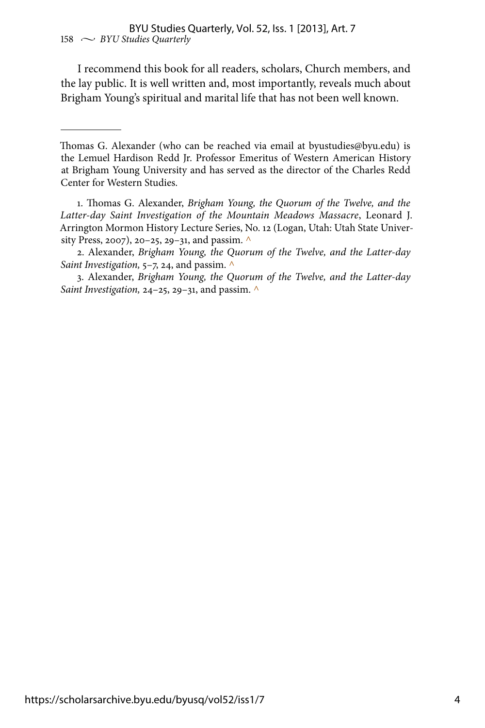I recommend this book for all readers, scholars, Church members, and the lay public. It is well written and, most importantly, reveals much about Brigham Young's spiritual and marital life that has not been well known.

---

Thomas G. Alexander (who can be reached via email at byustudies@byu.edu) is the Lemuel Hardison Redd Jr. Professor Emeritus of Western American History at Brigham Young University and has served as the director of the Charles Redd Center for Western Studies.

1. Thomas G. Alexander, *Brigham Young, the Quorum of the Twelve, and the Latter-day Saint Investigation of the Mountain Meadows Massacre*, Leonard J. Arrington Mormon History Lecture Series, No. 12 (Logan, Utah: Utah State University Press, 2007), 20–25, 29–31, and passim. ^

2. Alexander, *Brigham Young, the Quorum of the Twelve, and the Latter-day Saint Investigation,* 5–7, 24, and passim. ^

3. Alexander, *Brigham Young, the Quorum of the Twelve, and the Latter-day Saint Investigation,* 24–25, 29–31, and passim. ^